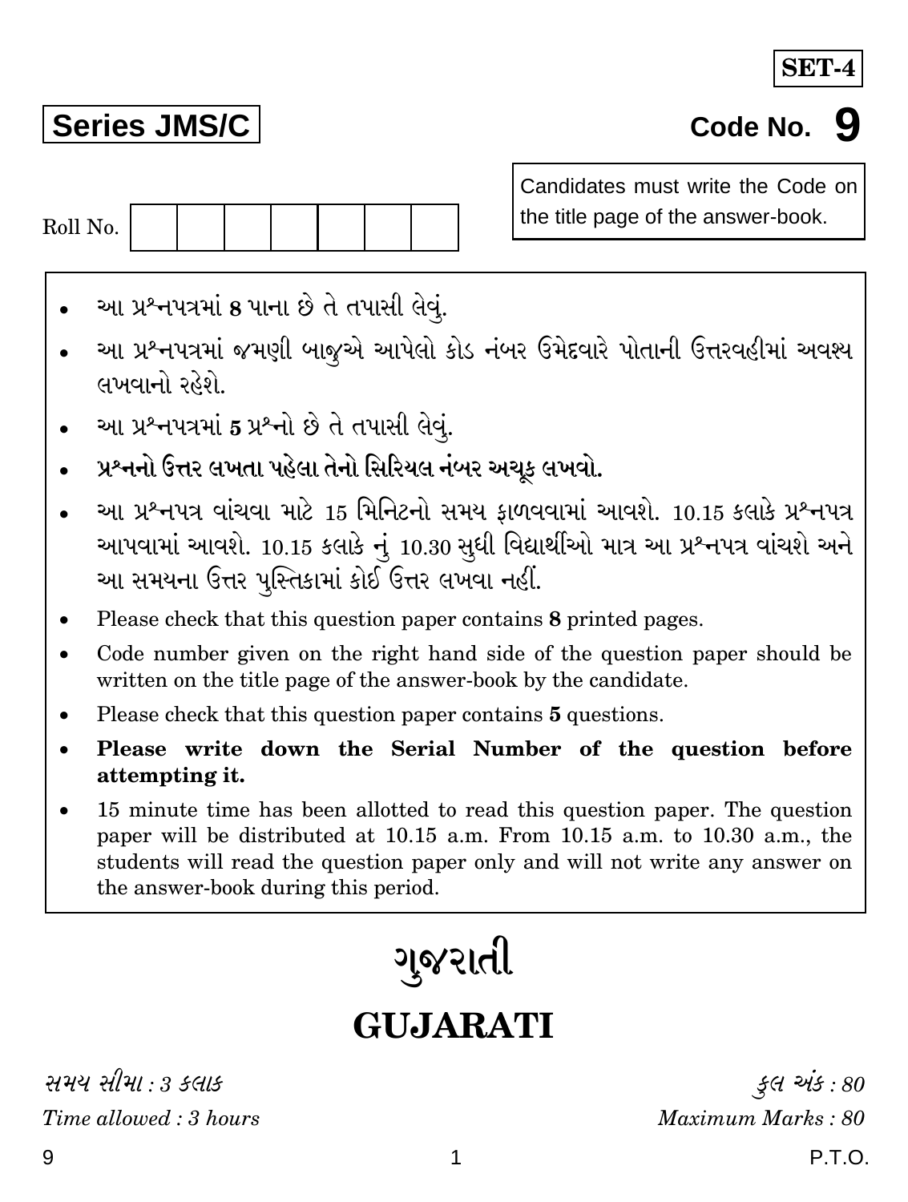**SET-4**

**Series JMS/C**

**Code No. 9**

Candidates must write the Code on the title page of the answer-book.

Roll No. | | | | | | | |

- આ પ્રશ્નપત્રમાં **8** પાના છે તે તપાસી લેવું.
- આ પ્રશ્નપત્રમાં જમણી બાજુએ આપેલો કોડ નંબર ઉમેદવારે પોતાની ઉત્તરવહીમાં અવશ્ય લખવાનો રહેશે.
- આ પ્રશ્નપત્રમાં **5** પ્રશ્નો છે તે તપાસી લેવું.
- **પ્રશ્નનો ઉત્તર લખતા પહેલા તેનો સિરિયલ નંબર અચૂક લખવો.**
- આ પ્રશ્નપત્ર વાંચવા માટે 15 મિનિટનો સમય ફાળવવામાં આવશે. 10.15 કલાકે પ્રશ્નપત્ર આપવામાં આવશે. 10.15 કલાકે નું 10.30 સુધી વિદ્યાર્થીઓ માત્ર આ પ્રશ્નપત્ર વાંચશે અને આ સમયના ઉત્તર પુસ્તિકામાં કોઈ ઉત્તર લખવા નહીં.
- Please check that this question paper contains **8** printed pages.
- Code number given on the right hand side of the question paper should be written on the title page of the answer-book by the candidate.
- Please check that this question paper contains **5** questions.
- **Please write down the Serial Number of the question before attempting it.**
- 15 minute time has been allotted to read this question paper. The question paper will be distributed at 10.15 a.m. From 10.15 a.m. to 10.30 a.m., the students will read the question paper only and will not write any answer on the answer-book during this period.

# ગુજરાતી

# GUJARATI

*સમય સીમા : 3 કલાક* — *કુલ અંક : 80*

*Time allowed : 3 hours* — *Maximum Marks : 80*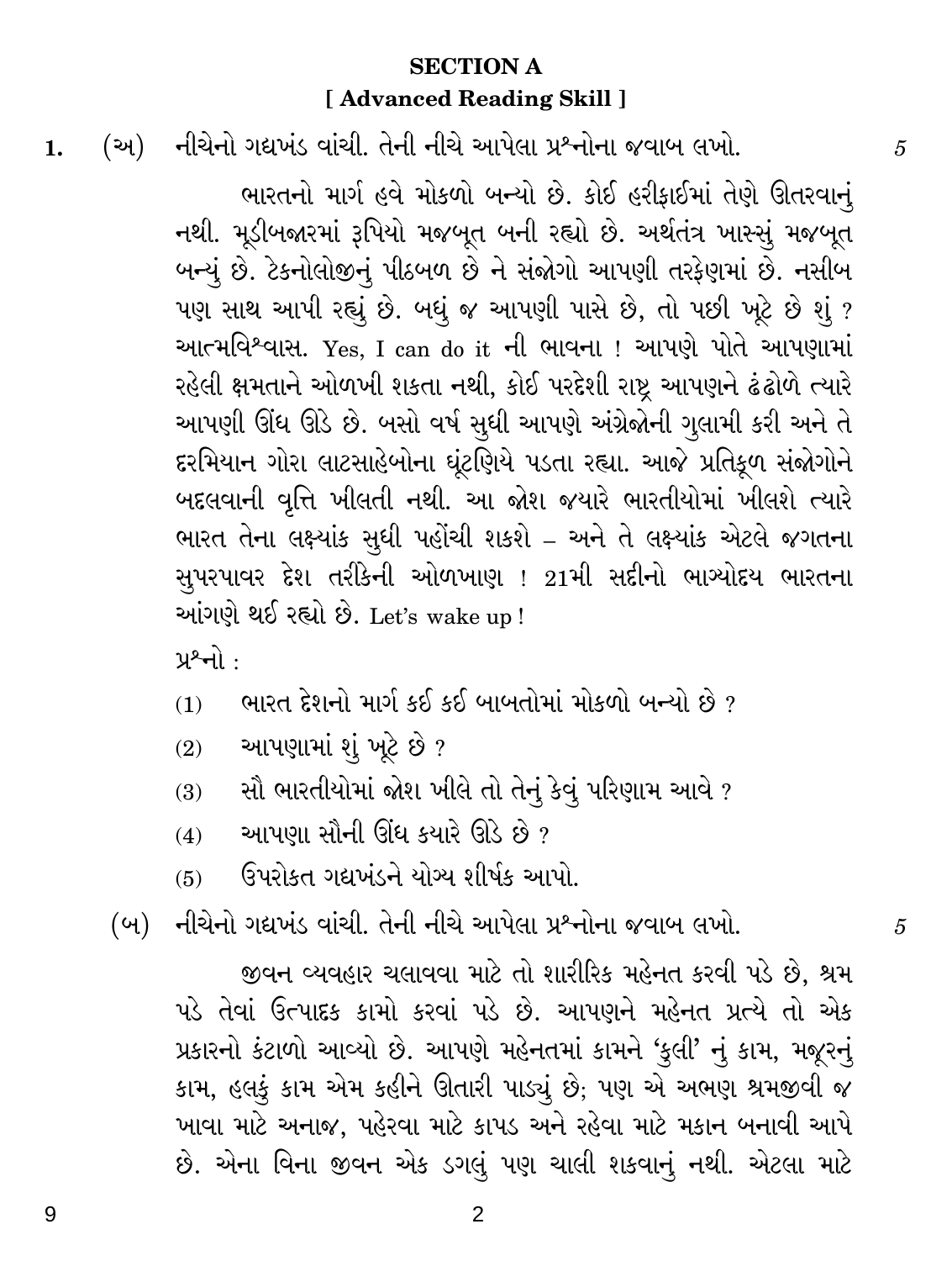## SECTION A
## [ Advanced Reading Skill ]

**1.** (અ) નીચેનો ગદ્યખંડ વાંચી. તેની નીચે આપેલા પ્રશ્નોના જવાબ લખો. 5

ભારતનો માર્ગ હવે મોકળો બન્યો છે. કોઈ હરીફાઈમાં તેણે ઊતરવાનું નથી. મૂડીબજારમાં રૂપિયો મજબૂત બની રહ્યો છે. અર્થતંત્ર ખાસ્સું મજબૂત બન્યું છે. ટેકનોલોજીનું પીઠબળ છે ને સંજોગો આપણી તરફેણમાં છે. નસીબ પણ સાથ આપી રહ્યું છે. બધું જ આપણી પાસે છે, તો પછી ખૂટે છે શું ? આત્મવિશ્વાસ. Yes, I can do it ની ભાવના ! આપણે પોતે આપણામાં રહેલી ક્ષમતાને ઓળખી શકતા નથી, કોઈ પરદેશી રાષ્ટ્ર આપણને ઢંઢોળે ત્યારે આપણી ઊંઘ ઊડે છે. બસો વર્ષ સુધી આપણે અંગ્રેજોની ગુલામી કરી અને તે દરમિયાન ગોરા લાટસાહેબોના ઘૂંટણિયે પડતા રહ્યા. આજે પ્રતિકૂળ સંજોગોને બદલવાની વૃત્તિ ખીલતી નથી. આ જોશ જ્યારે ભારતીયોમાં ખીલશે ત્યારે ભારત તેના લક્ષ્યાંક સુધી પહોંચી શકશે – અને તે લક્ષ્યાંક એટલે જગતના સુપરપાવર દેશ તરીકેની ઓળખાણ ! 21મી સદીનો ભાગ્યોદય ભારતના આંગણે થઈ રહ્યો છે. Let's wake up !

પ્રશ્નો :

(1) ભારત દેશનો માર્ગ કઈ કઈ બાબતોમાં મોકળો બન્યો છે ?

(2) આપણામાં શું ખૂટે છે ?

(3) સૌ ભારતીયોમાં જોશ ખીલે તો તેનું કેવું પરિણામ આવે ?

(4) આપણા સૌની ઊંઘ ક્યારે ઊડે છે ?

(5) ઉપરોક્ત ગદ્યખંડને યોગ્ય શીર્ષક આપો.

(બ) નીચેનો ગદ્યખંડ વાંચી. તેની નીચે આપેલા પ્રશ્નોના જવાબ લખો. 5

જીવન વ્યવહાર ચલાવવા માટે તો શારીરિક મહેનત કરવી પડે છે, શ્રમ પડે તેવાં ઉત્પાદક કામો કરવાં પડે છે. આપણને મહેનત પ્રત્યે તો એક પ્રકારનો કંટાળો આવ્યો છે. આપણે મહેનતમાં કામને 'કુલી' નું કામ, મજૂરનું કામ, હલકું કામ એમ કહીને ઊતારી પાડ્યું છે; પણ એ અભણ શ્રમજીવી જ ખાવા માટે અનાજ, પહેરવા માટે કાપડ અને રહેવા માટે મકાન બનાવી આપે છે. એના વિના જીવન એક ડગલું પણ ચાલી શકવાનું નથી. એટલા માટે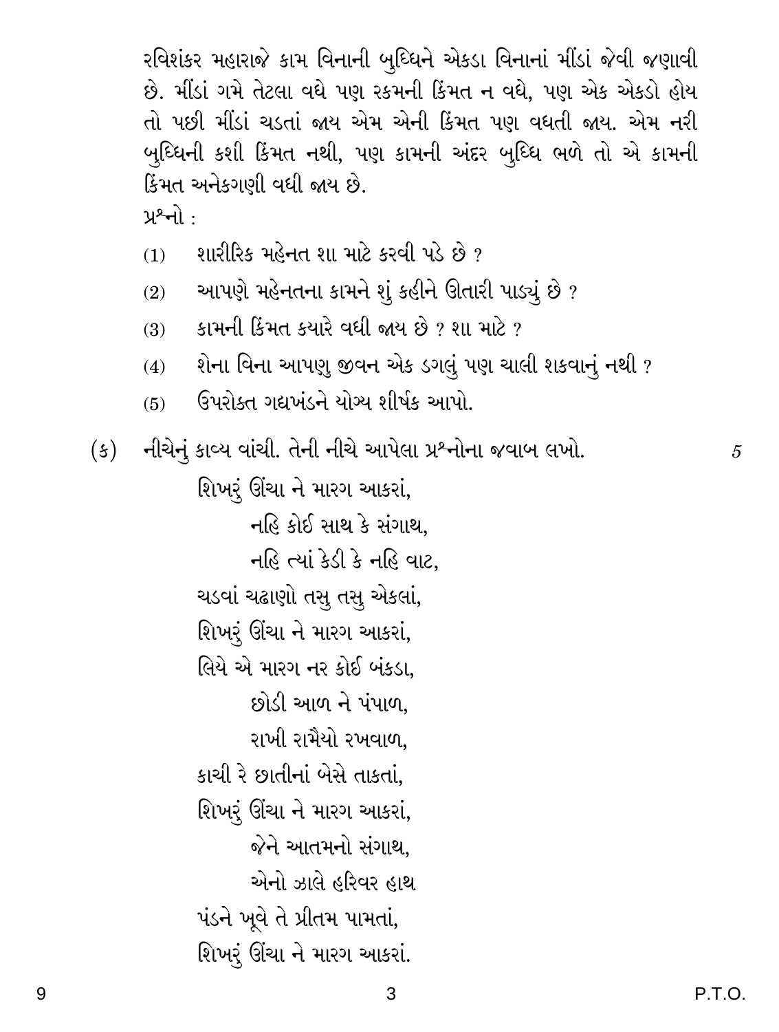રવિશંકર મહારાજે કામ વિનાની બુધ્ધિને એકડા વિનાનાં મીંડાં જેવી જણાવી છે. મીંડાં ગમે તેટલા વધે પણ રકમની કિંમત ન વધે, પણ એક એકડો હોય તો પછી મીંડાં ચડતાં જાય એમ એની કિંમત પણ વધતી જાય. એમ નરી બુધ્ધિની કશી કિંમત નથી, પણ કામની અંદર બુધ્ધિ ભળે તો એ કામની કિંમત અનેકગણી વધી જાય છે.

પ્રશ્નો :

(1) શારીરિક મહેનત શા માટે કરવી પડે છે ?

(2) આપણે મહેનતના કામને શું કહીને ઊતારી પાડ્યું છે ?

(3) કામની કિંમત ક્યારે વધી જાય છે ? શા માટે ?

(4) શેના વિના આપણુ જીવન એક ડગલું પણ ચાલી શકવાનું નથી ?

(5) ઉપરોક્ત ગદ્યખંડને યોગ્ય શીર્ષક આપો.

(ક) નીચેનું કાવ્ય વાંચી. તેની નીચે આપેલા પ્રશ્નોના જવાબ લખો. 5

શિખરું ઊંચા ને મારગ આકરાં,
  નહિ કોઈ સાથ કે સંગાથ,
  નહિ ત્યાં કેડી કે નહિ વાટ,
ચડવાં ચઢાણો તસુ તસુ એકલાં,
શિખરું ઊંચા ને મારગ આકરાં,
લિયે એ મારગ નર કોઈ બંકડા,
  છોડી આળ ને પંપાળ,
  રાખી રામૈયો રખવાળ,
કાચી રે છાતીનાં બેસે તાકતાં,
શિખરું ઊંચા ને મારગ આકરાં,
  જેને આતમનો સંગાથ,
  એનો ઝાલે હરિવર હાથ
પંડને ખૂવે તે પ્રીતમ પામતાં,
શિખરું ઊંચા ને મારગ આકરાં.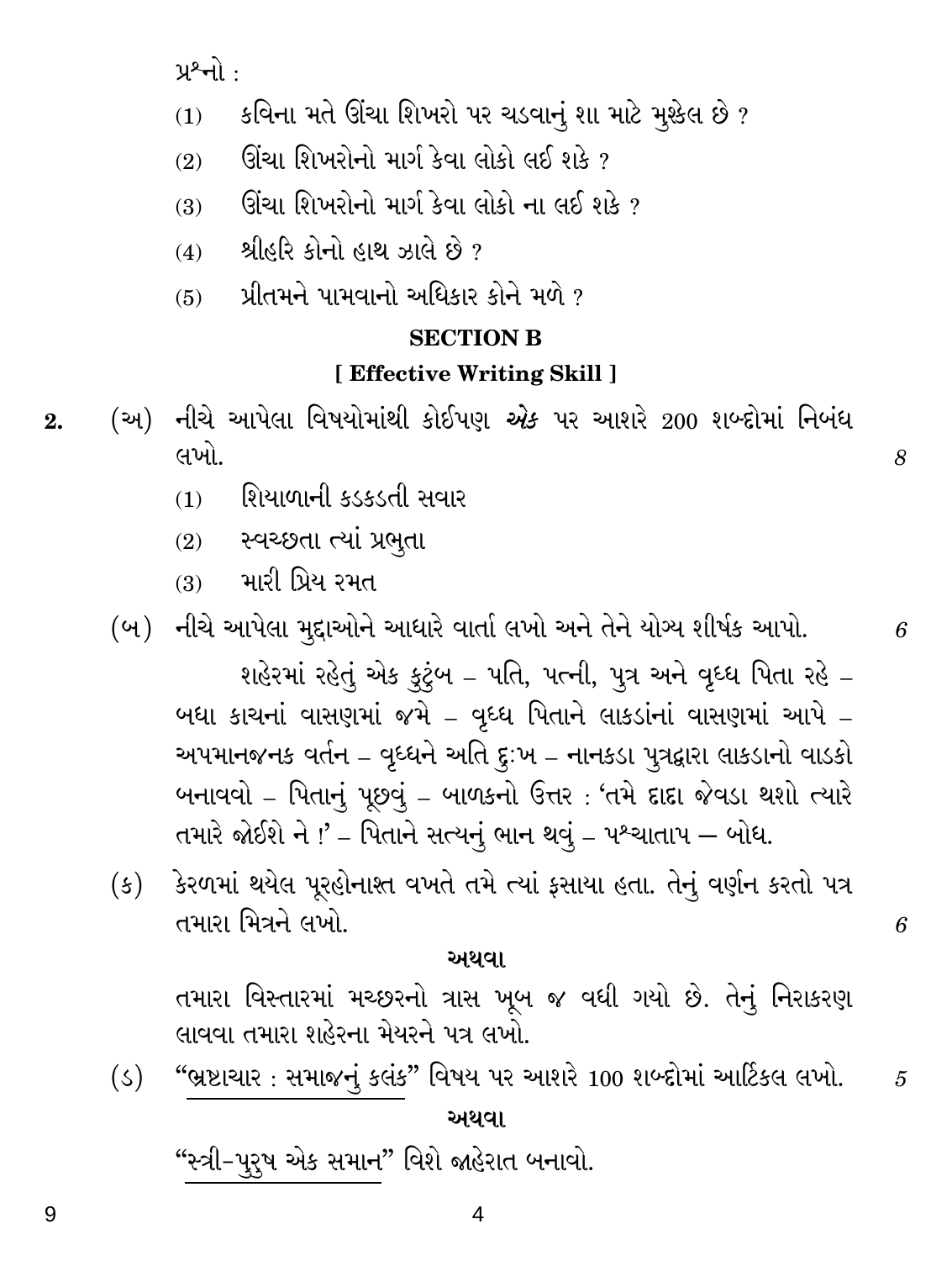પ્રશ્નો :

(1) કવિના મતે ઊંચા શિખરો પર ચડવાનું શા માટે મુશ્કેલ છે ?

(2) ઊંચા શિખરોનો માર્ગ કેવા લોકો લઈ શકે ?

(3) ઊંચા શિખરોનો માર્ગ કેવા લોકો ના લઈ શકે ?

(4) શ્રીહરિ કોનો હાથ ઝાલે છે ?

(5) પ્રીતમને પામવાનો અધિકાર કોને મળે ?

## SECTION B

### [ Effective Writing Skill ]

**2.** (અ) નીચે આપેલા વિષયોમાંથી કોઈપણ *એક* પર આશરે 200 શબ્દોમાં નિબંધ લખો. *8*

(1) શિયાળાની કડકડતી સવાર

(2) સ્વચ્છતા ત્યાં પ્રભુતા

(3) મારી પ્રિય રમત

(બ) નીચે આપેલા મુદ્દાઓને આધારે વાર્તા લખો અને તેને યોગ્ય શીર્ષક આપો. *6*

શહેરમાં રહેતું એક કુટુંબ – પતિ, પત્ની, પુત્ર અને વૃધ્ધ પિતા રહે – બધા કાચનાં વાસણમાં જમે – વૃધ્ધ પિતાને લાકડાંનાં વાસણમાં આપે – અપમાનજનક વર્તન – વૃધ્ધને અતિ દુઃખ – નાનકડા પુત્રદ્વારા લાકડાનો વાડકો બનાવવો – પિતાનું પૂછવું – બાળકનો ઉત્તર : 'તમે દાદા જેવડા થશો ત્યારે તમારે જોઈશે ને !' – પિતાને સત્યનું ભાન થવું – પશ્ચાતાપ — બોધ.

(ક) કેરળમાં થયેલ પૂરહોનારત વખતે તમે ત્યાં ફસાયા હતા. તેનું વર્ણન કરતો પત્ર તમારા મિત્રને લખો. *6*

**અથવા**

તમારા વિસ્તારમાં મચ્છરનો ત્રાસ ખૂબ જ વધી ગયો છે. તેનું નિરાકરણ લાવવા તમારા શહેરના મેયરને પત્ર લખો.

(ડ) "<u>ભ્રષ્ટાચાર : સમાજનું કલંક</u>" વિષય પર આશરે 100 શબ્દોમાં આર્ટિકલ લખો. *5*

**અથવા**

"<u>સ્ત્રી-પુરુષ એક સમાન</u>" વિશે જાહેરાત બનાવો.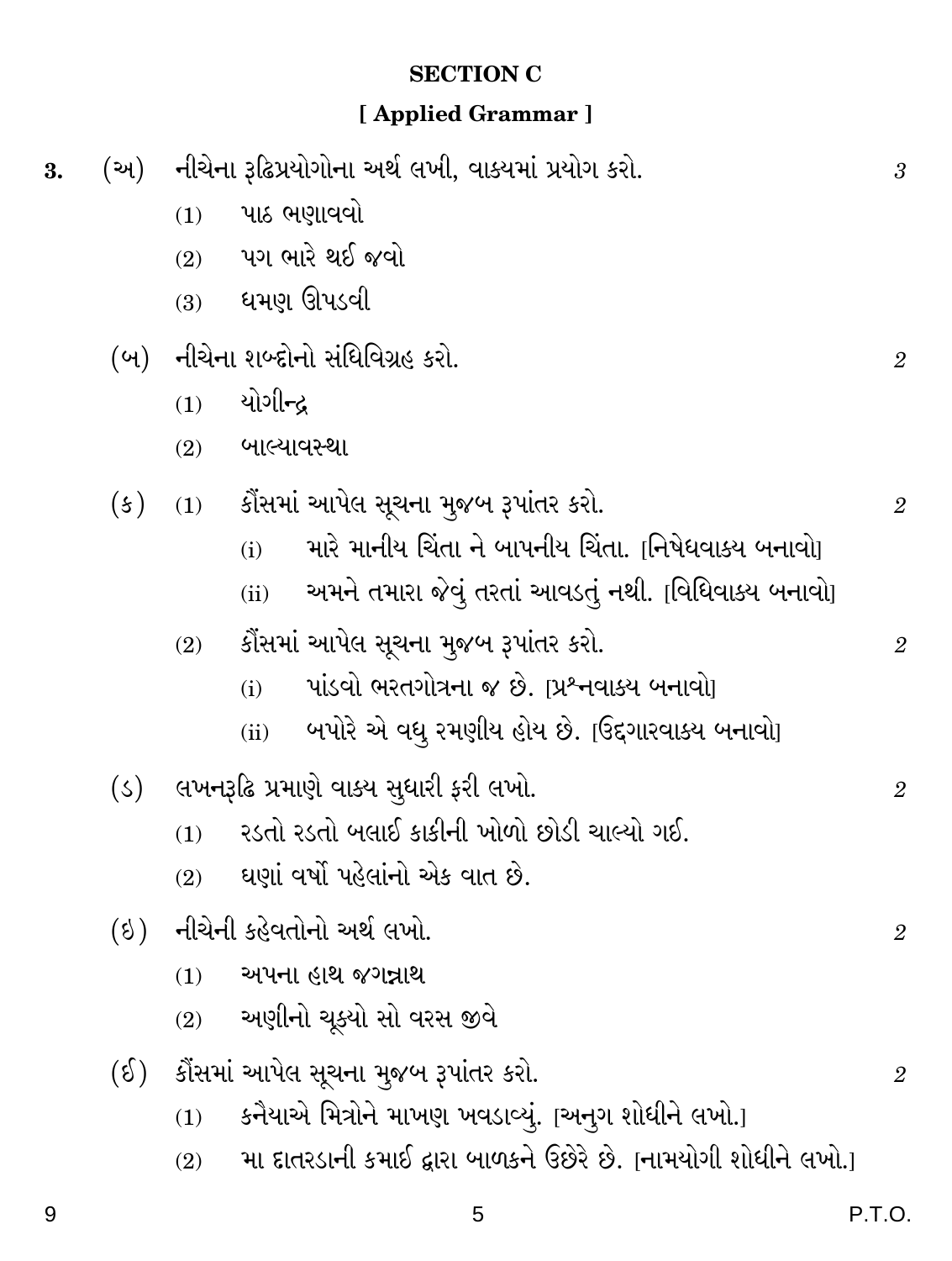## SECTION C

### [ Applied Grammar ]

**3.** (અ) નીચેના રૂઢિપ્રયોગોના અર્થ લખી, વાક્યમાં પ્રયોગ કરો. *3*

(1) પાઠ ભણાવવો

(2) પગ ભારે થઈ જવો

(3) ઘમણ ઊપડવી

(બ) નીચેના શબ્દોનો સંધિવિગ્રહ કરો. *2*

(1) યોગીન્દ્ર

(2) બાલ્યાવસ્થા

(ક) (1) કૌંસમાં આપેલ સૂચના મુજબ રૂપાંતર કરો. *2*

(i) મારે માનીય ચિંતા ને બાપનીય ચિંતા. [નિષેધવાક્ય બનાવો]

(ii) અમને તમારા જેવું તરતાં આવડતું નથી. [વિધિવાક્ય બનાવો]

(2) કૌંસમાં આપેલ સૂચના મુજબ રૂપાંતર કરો. *2*

(i) પાંડવો ભરતગોત્રના જ છે. [પ્રશ્નવાક્ય બનાવો]

(ii) બપોરે એ વધુ રમણીય હોય છે. [ઉદ્‌ગારવાક્ય બનાવો]

(ડ) લખનરૂઢિ પ્રમાણે વાક્ય સુધારી ફરી લખો. *2*

(1) રડતો રડતો બલાઈ કાકીની ખોળો છોડી ચાલ્યો ગઈ.

(2) ઘણાં વર્ષો પહેલાંનો એક વાત છે.

(ઇ) નીચેની કહેવતોનો અર્થ લખો. *2*

(1) અપના હાથ જગન્નાથ

(2) અણીનો ચૂક્યો સો વરસ જીવે

(ઈ) કૌંસમાં આપેલ સૂચના મુજબ રૂપાંતર કરો. *2*

(1) કનૈયાએ મિત્રોને માખણ ખવડાવ્યું. [અનુગ શોધીને લખો.]

(2) મા દાતરડાની કમાઈ દ્વારા બાળકને ઉછેરે છે. [નામયોગી શોધીને લખો.]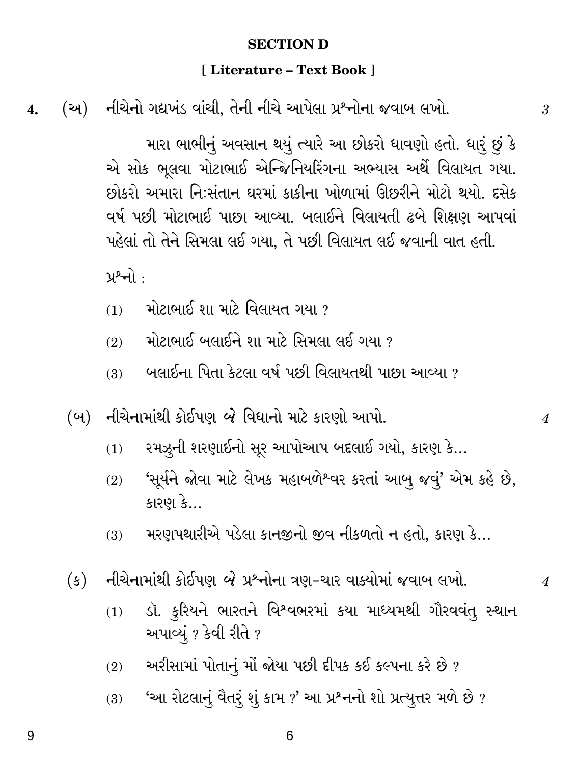## SECTION D

### [ Literature – Text Book ]

**4.** (અ) નીચેનો ગદ્યખંડ વાંચી, તેની નીચે આપેલા પ્રશ્નોના જવાબ લખો. *3*

મારા ભાભીનું અવસાન થયું ત્યારે આ છોકરો ધાવણો હતો. ધારું છું કે એ સોક ભૂલવા મોટાભાઈ એન્જિનિયરિંગના અભ્યાસ અર્થે વિલાયત ગયા. છોકરો અમારા નિઃસંતાન ઘરમાં કાકીના ખોળામાં ઊછરીને મોટો થયો. દસેક વર્ષ પછી મોટાભાઈ પાછા આવ્યા. બલાઈને વિલાયતી ઢબે શિક્ષણ આપવાં પહેલાં તો તેને સિમલા લઈ ગયા, તે પછી વિલાયત લઈ જવાની વાત હતી.

પ્રશ્નો :

(1) મોટાભાઈ શા માટે વિલાયત ગયા ?

(2) મોટાભાઈ બલાઈને શા માટે સિમલા લઈ ગયા ?

(3) બલાઈના પિતા કેટલા વર્ષ પછી વિલાયતથી પાછા આવ્યા ?

(બ) નીચેનામાંથી કોઈપણ *બે* વિધાનો માટે કારણો આપો. *4*

(1) રમઝુની શરણાઈનો સૂર આપોઆપ બદલાઈ ગયો, કારણ કે...

(2) 'સૂર્યને જોવા માટે લેખક મહાબળેશ્વર કરતાં આબુ જવું' એમ કહે છે, કારણ કે...

(3) મરણપથારીએ પડેલા કાનજીનો જીવ નીકળતો ન હતો, કારણ કે...

(ક) નીચેનામાંથી કોઈપણ *બે* પ્રશ્નોના ત્રણ-ચાર વાક્યોમાં જવાબ લખો. *4*

(1) ડૉ. કુરિયને ભારતને વિશ્વભરમાં કયા માધ્યમથી ગૌરવવંતુ સ્થાન અપાવ્યું ? કેવી રીતે ?

(2) અરીસામાં પોતાનું મોં જોયા પછી દીપક કઈ કલ્પના કરે છે ?

(3) 'આ રોટલાનું વૈતરું શું કામ ?' આ પ્રશ્નનો શો પ્રત્યુત્તર મળે છે ?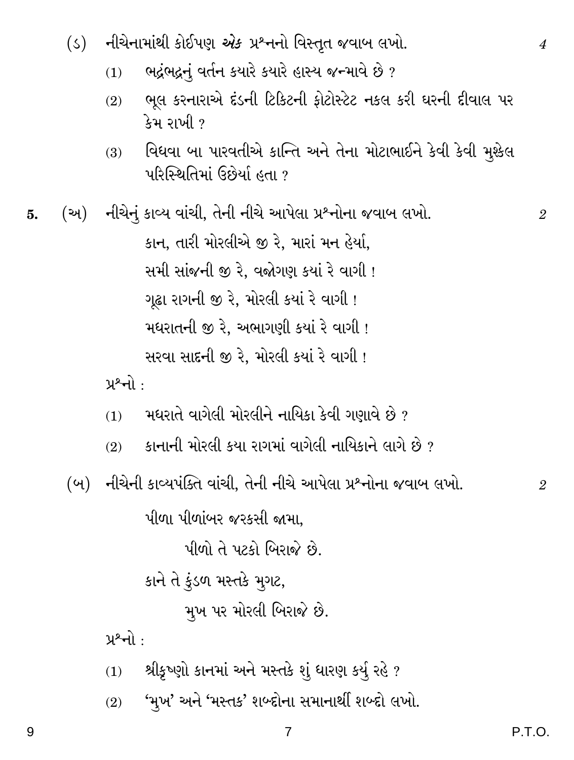(ડ) નીચેનામાંથી કોઈપણ *એક* પ્રશ્નનો વિસ્તૃત જવાબ લખો. 4

(1) ભદ્રંભદ્રનું વર્તન ક્યારે ક્યારે હાસ્ય જન્માવે છે ?

(2) ભૂલ કરનારાએ દંડની ટિકિટની ફોટોસ્ટેટ નકલ કરી ઘરની દીવાલ પર કેમ રાખી ?

(3) વિધવા બા પારવતીએ કાન્તિ અને તેના મોટાભાઈને કેવી કેવી મુશ્કેલ પરિસ્થિતિમાં ઉછેર્યા હતા ?

**5.** (અ) નીચેનું કાવ્ય વાંચી, તેની નીચે આપેલા પ્રશ્નોના જવાબ લખો. 2

> કાન, તારી મોરલીએ જી રે, મારાં મન હેર્યાં,
>
> સમી સાંજની જી રે, વજોગણ ક્યાં રે વાગી !
>
> ગૂઢા રાગની જી રે, મોરલી ક્યાં રે વાગી !
>
> મધરાતની જી રે, અભાગણી ક્યાં રે વાગી !
>
> સરવા સાદની જી રે, મોરલી ક્યાં રે વાગી !

પ્રશ્નો :

(1) મધરાતે વાગેલી મોરલીને નાયિકા કેવી ગણાવે છે ?

(2) કાનાની મોરલી કયા રાગમાં વાગેલી નાયિકાને લાગે છે ?

(બ) નીચેની કાવ્યપંક્તિ વાંચી, તેની નીચે આપેલા પ્રશ્નોના જવાબ લખો. 2

> પીળા પીળાંબર જરકસી જામા,
>
> પીળો તે પટકો બિરાજે છે.
>
> કાને તે કુંડળ મસ્તકે મુગટ,
>
> મુખ પર મોરલી બિરાજે છે.

પ્રશ્નો :

(1) શ્રીકૃષ્ણો કાનમાં અને મસ્તકે શું ધારણ કર્યુ રહે ?

(2) 'મુખ' અને 'મસ્તક' શબ્દોના સમાનાર્થી શબ્દો લખો.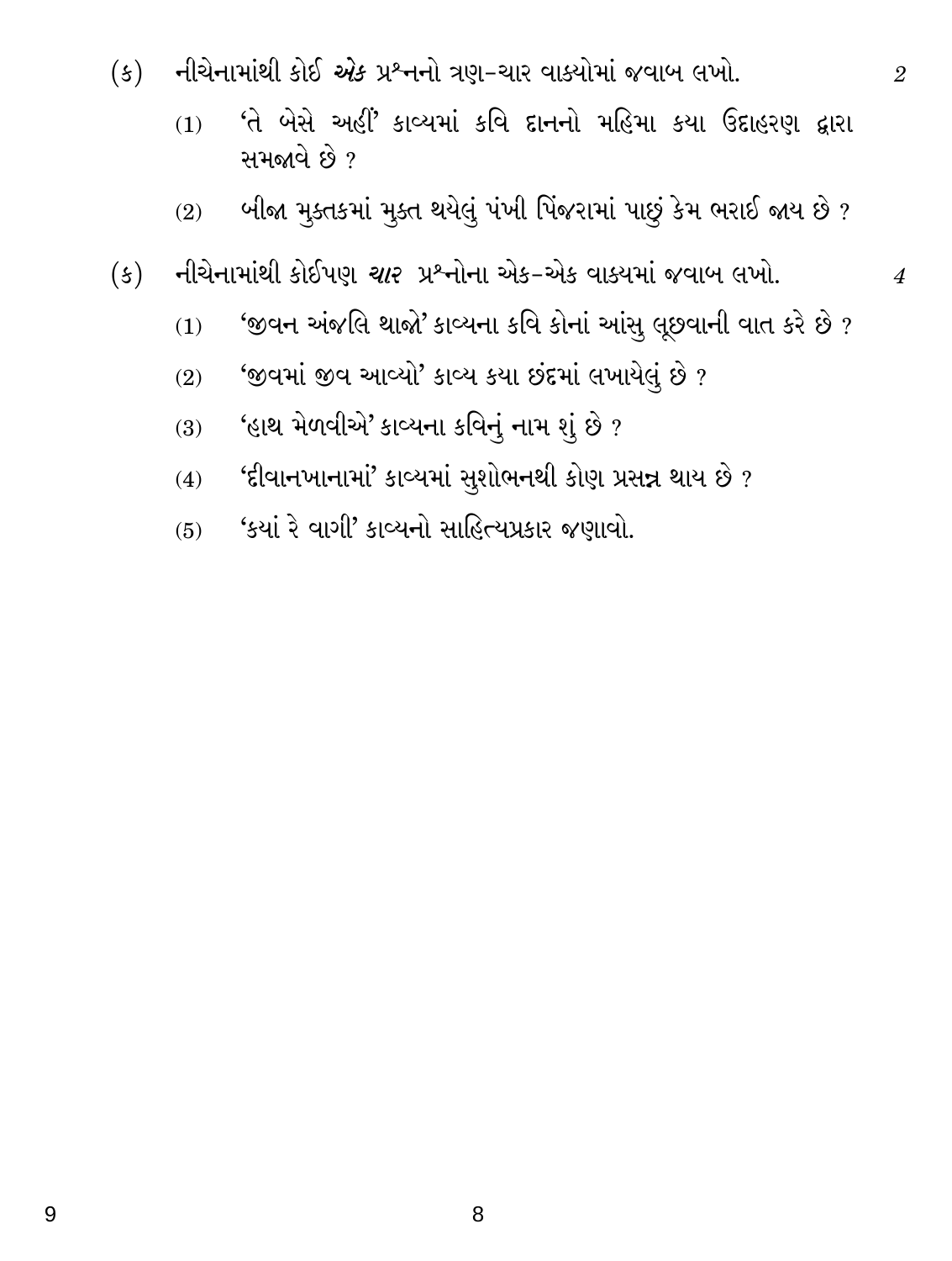(ક) નીચેનામાંથી કોઈ *એક* પ્રશ્નનો ત્રણ-ચાર વાક્યોમાં જવાબ લખો. 2

(1) 'તે બેસે અહીં' કાવ્યમાં કવિ દાનનો મહિમા કયા ઉદાહરણ દ્વારા સમજાવે છે ?

(2) બીજા મુક્તકમાં મુક્ત થયેલું પંખી પિંજરામાં પાછું કેમ ભરાઈ જાય છે ?

(ક) નીચેનામાંથી કોઈપણ *ચાર* પ્રશ્નોના એક-એક વાક્યમાં જવાબ લખો. 4

(1) 'જીવન અંજલિ થાજો' કાવ્યના કવિ કોનાં આંસુ લૂછવાની વાત કરે છે ?

(2) 'જીવમાં જીવ આવ્યો' કાવ્ય કયા છંદમાં લખાયેલું છે ?

(3) 'હાથ મેળવીએ' કાવ્યના કવિનું નામ શું છે ?

(4) 'દીવાનખાનામાં' કાવ્યમાં સુશોભનથી કોણ પ્રસન્ન થાય છે ?

(5) 'ક્યાં રે વાગી' કાવ્યનો સાહિત્યપ્રકાર જણાવો.